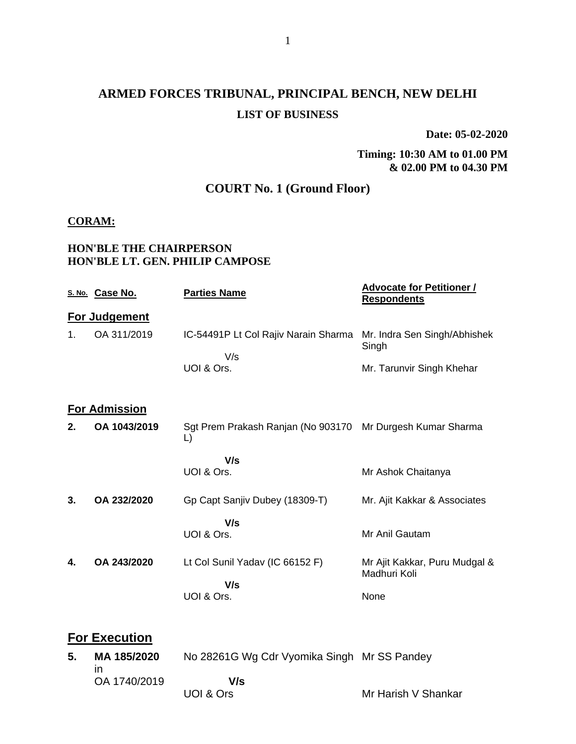# ARMED FORCES TRIBUNAL, PRINCIPAL BENCH, NEW DELHI

## LIST OF BUSINESS

**Date: 05-02-2020**

**Timing: 10:30 AM to 01.00 PM & 02.00 PM to 04.30 PM**

## COURT No. 1 (Ground Floor)

**CORAM:**

**HON'BLE THE CHAIRPERSON**
**HON'BLE LT. GEN. PHILIP CAMPOSE**

| S. No. | Case No. | Parties Name | Advocate for Petitioner / Respondents |
|---|---|---|---|
| **For Judgement** | | | |
| 1. | OA 311/2019 | IC-54491P Lt Col Rajiv Narain Sharma | Mr. Indra Sen Singh/Abhishek Singh |
| | | V/s | |
| | | UOI & Ors. | Mr. Tarunvir Singh Khehar |
| **For Admission** | | | |
| **2.** | **OA 1043/2019** | Sgt Prem Prakash Ranjan (No 903170 L) | Mr Durgesh Kumar Sharma |
| | | **V/s** | |
| | | UOI & Ors. | Mr Ashok Chaitanya |
| **3.** | **OA 232/2020** | Gp Capt Sanjiv Dubey (18309-T) | Mr. Ajit Kakkar & Associates |
| | | **V/s** | |
| | | UOI & Ors. | Mr Anil Gautam |
| **4.** | **OA 243/2020** | Lt Col Sunil Yadav (IC 66152 F) | Mr Ajit Kakkar, Puru Mudgal & Madhuri Koli |
| | | **V/s** | |
| | | UOI & Ors. | None |
| **For Execution** | | | |
| **5.** | **MA 185/2020** in OA 1740/2019 | No 28261G Wg Cdr Vyomika Singh | Mr SS Pandey |
| | | **V/s** | |
| | | UOI & Ors | Mr Harish V Shankar |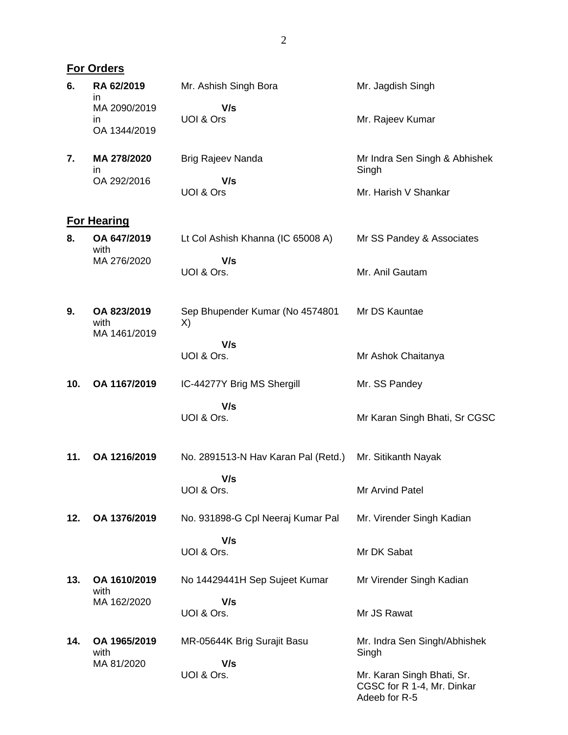## For Orders

| | | | |
|---|---|---|---|
| **6.** | **RA 62/2019** in MA 2090/2019 in OA 1344/2019 | Mr. Ashish Singh Bora **V/s** UOI & Ors | Mr. Jagdish Singh<br>Mr. Rajeev Kumar |
| **7.** | **MA 278/2020** in OA 292/2016 | Brig Rajeev Nanda **V/s** UOI & Ors | Mr Indra Sen Singh & Abhishek Singh<br>Mr. Harish V Shankar |

## For Hearing

| | | | |
|---|---|---|---|
| **8.** | **OA 647/2019** with MA 276/2020 | Lt Col Ashish Khanna (IC 65008 A) **V/s** UOI & Ors. | Mr SS Pandey & Associates<br>Mr. Anil Gautam |
| **9.** | **OA 823/2019** with MA 1461/2019 | Sep Bhupender Kumar (No 4574801 X) **V/s** UOI & Ors. | Mr DS Kauntae<br>Mr Ashok Chaitanya |
| **10.** | **OA 1167/2019** | IC-44277Y Brig MS Shergill **V/s** UOI & Ors. | Mr. SS Pandey<br>Mr Karan Singh Bhati, Sr CGSC |
| **11.** | **OA 1216/2019** | No. 2891513-N Hav Karan Pal (Retd.) **V/s** UOI & Ors. | Mr. Sitikanth Nayak<br>Mr Arvind Patel |
| **12.** | **OA 1376/2019** | No. 931898-G Cpl Neeraj Kumar Pal **V/s** UOI & Ors. | Mr. Virender Singh Kadian<br>Mr DK Sabat |
| **13.** | **OA 1610/2019** with MA 162/2020 | No 14429441H Sep Sujeet Kumar **V/s** UOI & Ors. | Mr Virender Singh Kadian<br>Mr JS Rawat |
| **14.** | **OA 1965/2019** with MA 81/2020 | MR-05644K Brig Surajit Basu **V/s** UOI & Ors. | Mr. Indra Sen Singh/Abhishek Singh<br>Mr. Karan Singh Bhati, Sr. CGSC for R 1-4, Mr. Dinkar Adeeb for R-5 |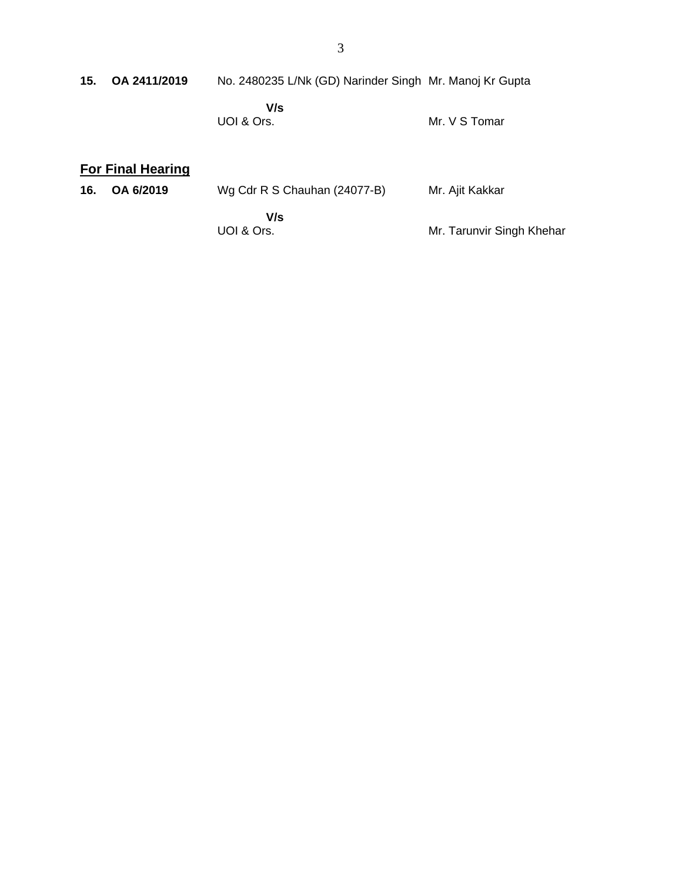| | | | |
|---|---|---|---|
| **15.** | **OA 2411/2019** | No. 2480235 L/Nk (GD) Narinder Singh | Mr. Manoj Kr Gupta |
| | | **V/s** | |
| | | UOI & Ors. | Mr. V S Tomar |

## For Final Hearing

| | | | |
|---|---|---|---|
| **16.** | **OA 6/2019** | Wg Cdr R S Chauhan (24077-B) | Mr. Ajit Kakkar |
| | | **V/s** | |
| | | UOI & Ors. | Mr. Tarunvir Singh Khehar |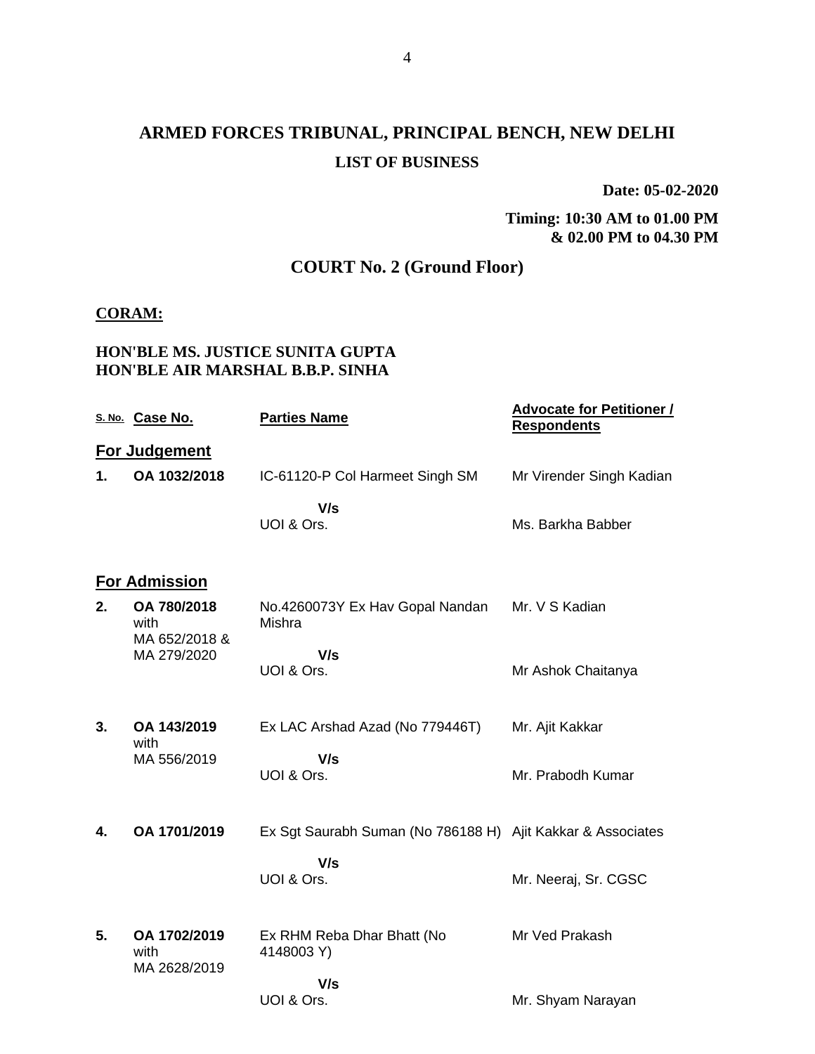# ARMED FORCES TRIBUNAL, PRINCIPAL BENCH, NEW DELHI

**LIST OF BUSINESS**

**Date: 05-02-2020**

**Timing: 10:30 AM to 01.00 PM & 02.00 PM to 04.30 PM**

## COURT No. 2 (Ground Floor)

**CORAM:**

**HON'BLE MS. JUSTICE SUNITA GUPTA**
**HON'BLE AIR MARSHAL B.B.P. SINHA**

| S. No. | Case No. | Parties Name | Advocate for Petitioner / Respondents |
|---|---|---|---|
| **For Judgement** | | | |
| **1.** | **OA 1032/2018** | IC-61120-P Col Harmeet Singh SM<br>**V/s**<br>UOI & Ors. | Mr Virender Singh Kadian<br><br>Ms. Barkha Babber |
| **For Admission** | | | |
| **2.** | **OA 780/2018** with MA 652/2018 & MA 279/2020 | No.4260073Y Ex Hav Gopal Nandan Mishra<br>**V/s**<br>UOI & Ors. | Mr. V S Kadian<br><br>Mr Ashok Chaitanya |
| **3.** | **OA 143/2019** with MA 556/2019 | Ex LAC Arshad Azad (No 779446T)<br>**V/s**<br>UOI & Ors. | Mr. Ajit Kakkar<br><br>Mr. Prabodh Kumar |
| **4.** | **OA 1701/2019** | Ex Sgt Saurabh Suman (No 786188 H)<br>**V/s**<br>UOI & Ors. | Ajit Kakkar & Associates<br><br>Mr. Neeraj, Sr. CGSC |
| **5.** | **OA 1702/2019** with MA 2628/2019 | Ex RHM Reba Dhar Bhatt (No 4148003 Y)<br>**V/s**<br>UOI & Ors. | Mr Ved Prakash<br><br>Mr. Shyam Narayan |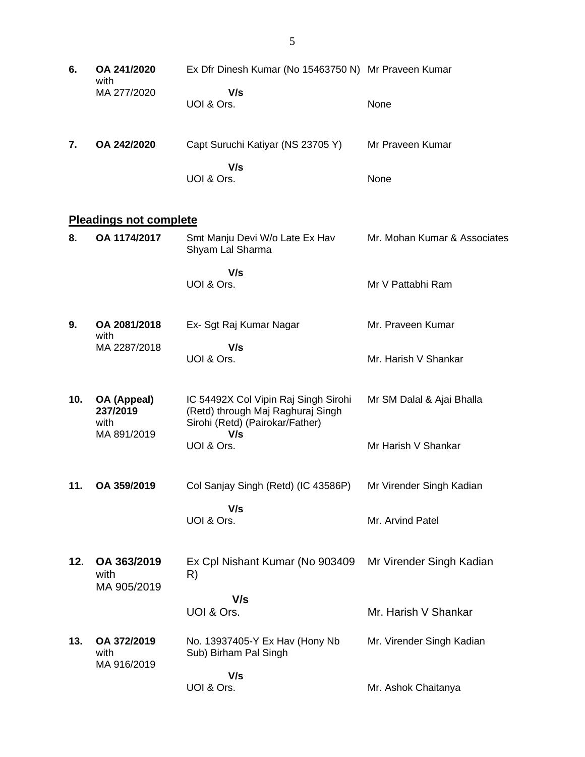| | | | |
|---|---|---|---|
| **6.** | **OA 241/2020** with MA 277/2020 | Ex Dfr Dinesh Kumar (No 15463750 N)<br>**V/s**<br>UOI & Ors. | Mr Praveen Kumar<br><br>None |
| **7.** | **OA 242/2020** | Capt Suruchi Katiyar (NS 23705 Y)<br>**V/s**<br>UOI & Ors. | Mr Praveen Kumar<br><br>None |

## **Pleadings not complete**

| | | | |
|---|---|---|---|
| **8.** | **OA 1174/2017** | Smt Manju Devi W/o Late Ex Hav Shyam Lal Sharma<br>**V/s**<br>UOI & Ors. | Mr. Mohan Kumar & Associates<br><br>Mr V Pattabhi Ram |
| **9.** | **OA 2081/2018** with MA 2287/2018 | Ex- Sgt Raj Kumar Nagar<br>**V/s**<br>UOI & Ors. | Mr. Praveen Kumar<br><br>Mr. Harish V Shankar |
| **10.** | **OA (Appeal) 237/2019** with MA 891/2019 | IC 54492X Col Vipin Raj Singh Sirohi (Retd) through Maj Raghuraj Singh Sirohi (Retd) (Pairokar/Father)<br>**V/s**<br>UOI & Ors. | Mr SM Dalal & Ajai Bhalla<br><br>Mr Harish V Shankar |
| **11.** | **OA 359/2019** | Col Sanjay Singh (Retd) (IC 43586P)<br>**V/s**<br>UOI & Ors. | Mr Virender Singh Kadian<br><br>Mr. Arvind Patel |
| **12.** | **OA 363/2019** with MA 905/2019 | Ex Cpl Nishant Kumar (No 903409 R)<br>**V/s**<br>UOI & Ors. | Mr Virender Singh Kadian<br><br>Mr. Harish V Shankar |
| **13.** | **OA 372/2019** with MA 916/2019 | No. 13937405-Y Ex Hav (Hony Nb Sub) Birham Pal Singh<br>**V/s**<br>UOI & Ors. | Mr. Virender Singh Kadian<br><br>Mr. Ashok Chaitanya |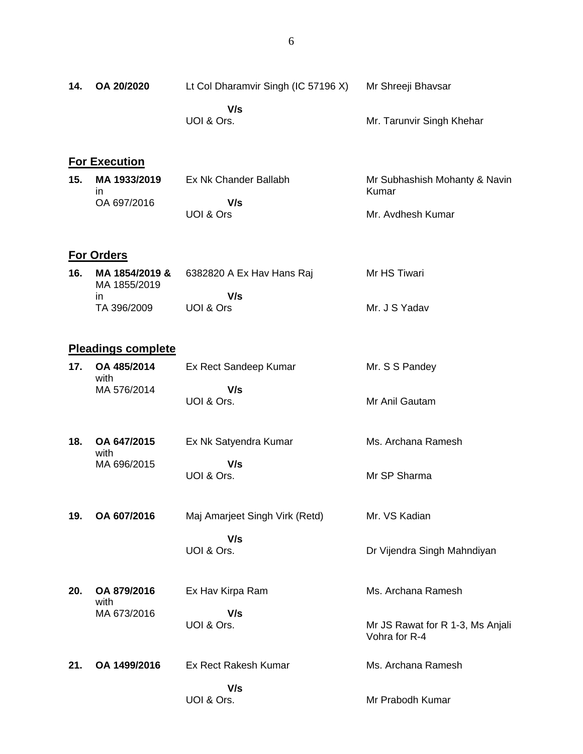| | | | |
|---|---|---|---|
| **14.** | **OA 20/2020** | Lt Col Dharamvir Singh (IC 57196 X)<br>**V/s**<br>UOI & Ors. | Mr Shreeji Bhavsar<br><br>Mr. Tarunvir Singh Khehar |

**For Execution**

| | | | |
|---|---|---|---|
| **15.** | **MA 1933/2019** in OA 697/2016 | Ex Nk Chander Ballabh<br>**V/s**<br>UOI & Ors | Mr Subhashish Mohanty & Navin Kumar<br><br>Mr. Avdhesh Kumar |

**For Orders**

| | | | |
|---|---|---|---|
| **16.** | **MA 1854/2019 &** MA 1855/2019 in TA 396/2009 | 6382820 A Ex Hav Hans Raj<br>**V/s**<br>UOI & Ors | Mr HS Tiwari<br><br>Mr. J S Yadav |

**Pleadings complete**

| | | | |
|---|---|---|---|
| **17.** | **OA 485/2014** with MA 576/2014 | Ex Rect Sandeep Kumar<br>**V/s**<br>UOI & Ors. | Mr. S S Pandey<br><br>Mr Anil Gautam |
| **18.** | **OA 647/2015** with MA 696/2015 | Ex Nk Satyendra Kumar<br>**V/s**<br>UOI & Ors. | Ms. Archana Ramesh<br><br>Mr SP Sharma |
| **19.** | **OA 607/2016** | Maj Amarjeet Singh Virk (Retd)<br>**V/s**<br>UOI & Ors. | Mr. VS Kadian<br><br>Dr Vijendra Singh Mahndiyan |
| **20.** | **OA 879/2016** with MA 673/2016 | Ex Hav Kirpa Ram<br>**V/s**<br>UOI & Ors. | Ms. Archana Ramesh<br><br>Mr JS Rawat for R 1-3, Ms Anjali Vohra for R-4 |
| **21.** | **OA 1499/2016** | Ex Rect Rakesh Kumar<br>**V/s**<br>UOI & Ors. | Ms. Archana Ramesh<br><br>Mr Prabodh Kumar |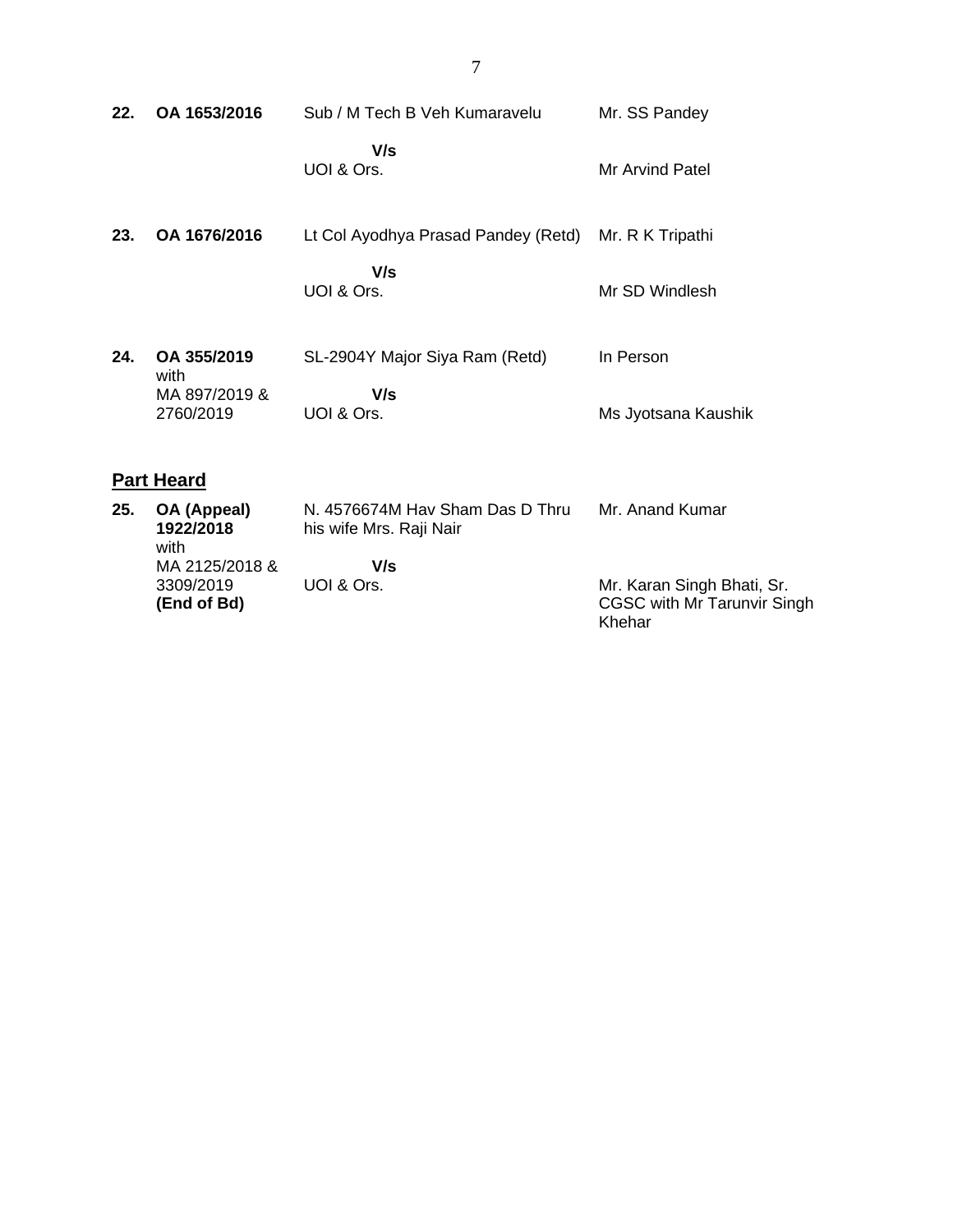| | | | |
|---|---|---|---|
| **22.** | **OA 1653/2016** | Sub / M Tech B Veh Kumaravelu | Mr. SS Pandey |
| | | **V/s** | |
| | | UOI & Ors. | Mr Arvind Patel |
| **23.** | **OA 1676/2016** | Lt Col Ayodhya Prasad Pandey (Retd) | Mr. R K Tripathi |
| | | **V/s** | |
| | | UOI & Ors. | Mr SD Windlesh |
| **24.** | **OA 355/2019** with MA 897/2019 & 2760/2019 | SL-2904Y Major Siya Ram (Retd) | In Person |
| | | **V/s** | |
| | | UOI & Ors. | Ms Jyotsana Kaushik |

## **Part Heard**

| | | | |
|---|---|---|---|
| **25.** | **OA (Appeal) 1922/2018** with MA 2125/2018 & 3309/2019 **(End of Bd)** | N. 4576674M Hav Sham Das D Thru his wife Mrs. Raji Nair | Mr. Anand Kumar |
| | | **V/s** | |
| | | UOI & Ors. | Mr. Karan Singh Bhati, Sr. CGSC with Mr Tarunvir Singh Khehar |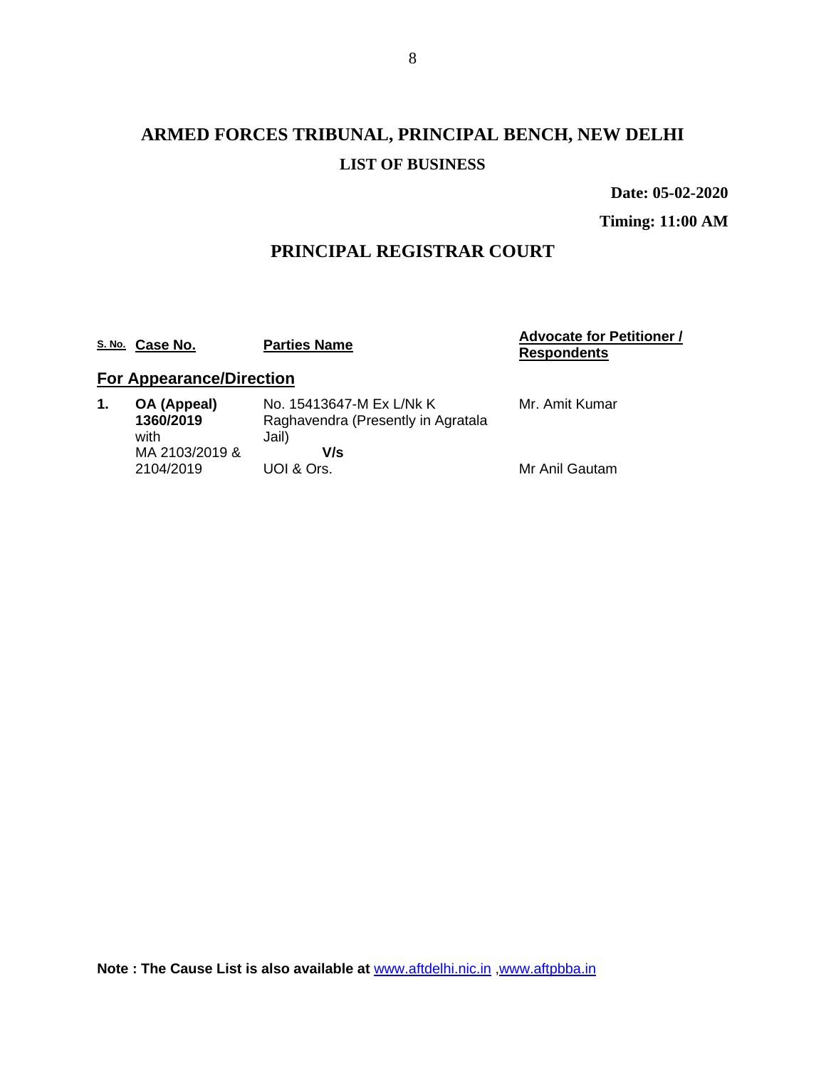# ARMED FORCES TRIBUNAL, PRINCIPAL BENCH, NEW DELHI

## LIST OF BUSINESS

**Date: 05-02-2020**

**Timing: 11:00 AM**

## PRINCIPAL REGISTRAR COURT

| S. No. | Case No. | Parties Name | Advocate for Petitioner / Respondents |
|---|---|---|---|
| **For Appearance/Direction** | | | |
| **1.** | **OA (Appeal) 1360/2019** with MA 2103/2019 & 2104/2019 | No. 15413647-M Ex L/Nk K Raghavendra (Presently in Agratala Jail) **V/s** UOI & Ors. | Mr. Amit Kumar<br><br>Mr Anil Gautam |

**Note : The Cause List is also available at** www.aftdelhi.nic.in ,www.aftpbba.in